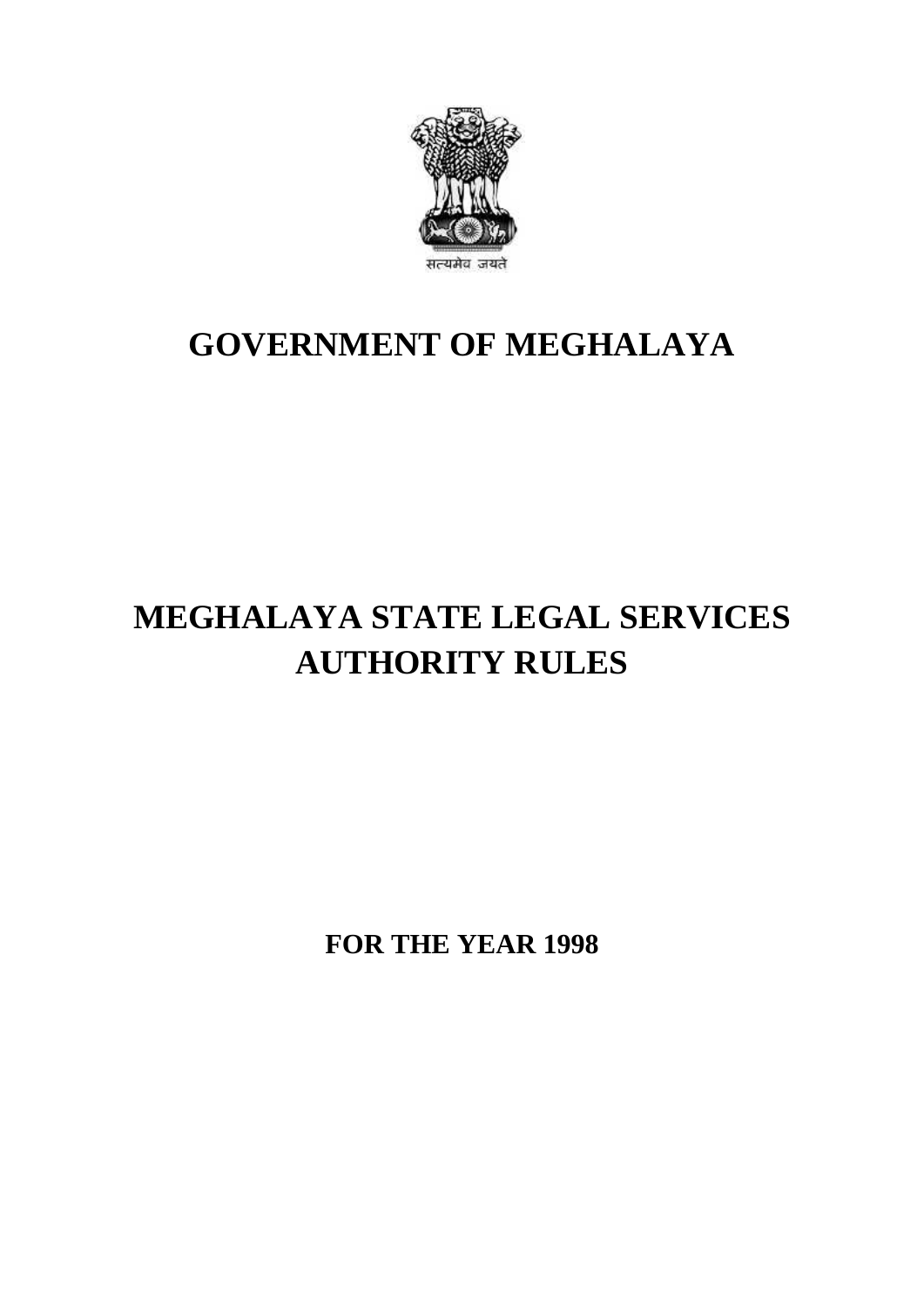सत्यमेव जयते

# GOVERNMENT OF MEGHALAYA

# MEGHALAYA STATE LEGAL SERVICES AUTHORITY RULES

**FOR THE YEAR 1998**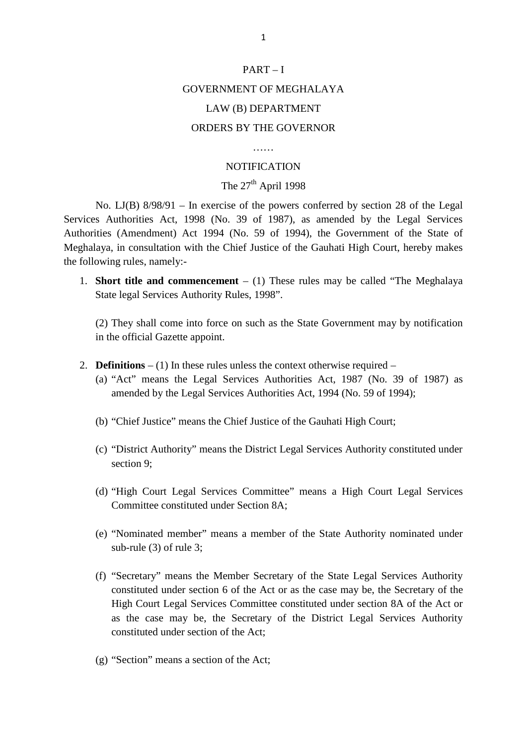PART – I

GOVERNMENT OF MEGHALAYA

LAW (B) DEPARTMENT

ORDERS BY THE GOVERNOR

……

NOTIFICATION

The 27th April 1998

No. LJ(B) 8/98/91 – In exercise of the powers conferred by section 28 of the Legal Services Authorities Act, 1998 (No. 39 of 1987), as amended by the Legal Services Authorities (Amendment) Act 1994 (No. 59 of 1994), the Government of the State of Meghalaya, in consultation with the Chief Justice of the Gauhati High Court, hereby makes the following rules, namely:-

1. **Short title and commencement** – (1) These rules may be called "The Meghalaya State legal Services Authority Rules, 1998".

   (2) They shall come into force on such as the State Government may by notification in the official Gazette appoint.

2. **Definitions** – (1) In these rules unless the context otherwise required –
   (a) "Act" means the Legal Services Authorities Act, 1987 (No. 39 of 1987) as amended by the Legal Services Authorities Act, 1994 (No. 59 of 1994);

   (b) "Chief Justice" means the Chief Justice of the Gauhati High Court;

   (c) "District Authority" means the District Legal Services Authority constituted under section 9;

   (d) "High Court Legal Services Committee" means a High Court Legal Services Committee constituted under Section 8A;

   (e) "Nominated member" means a member of the State Authority nominated under sub-rule (3) of rule 3;

   (f) "Secretary" means the Member Secretary of the State Legal Services Authority constituted under section 6 of the Act or as the case may be, the Secretary of the High Court Legal Services Committee constituted under section 8A of the Act or as the case may be, the Secretary of the District Legal Services Authority constituted under section of the Act;

   (g) "Section" means a section of the Act;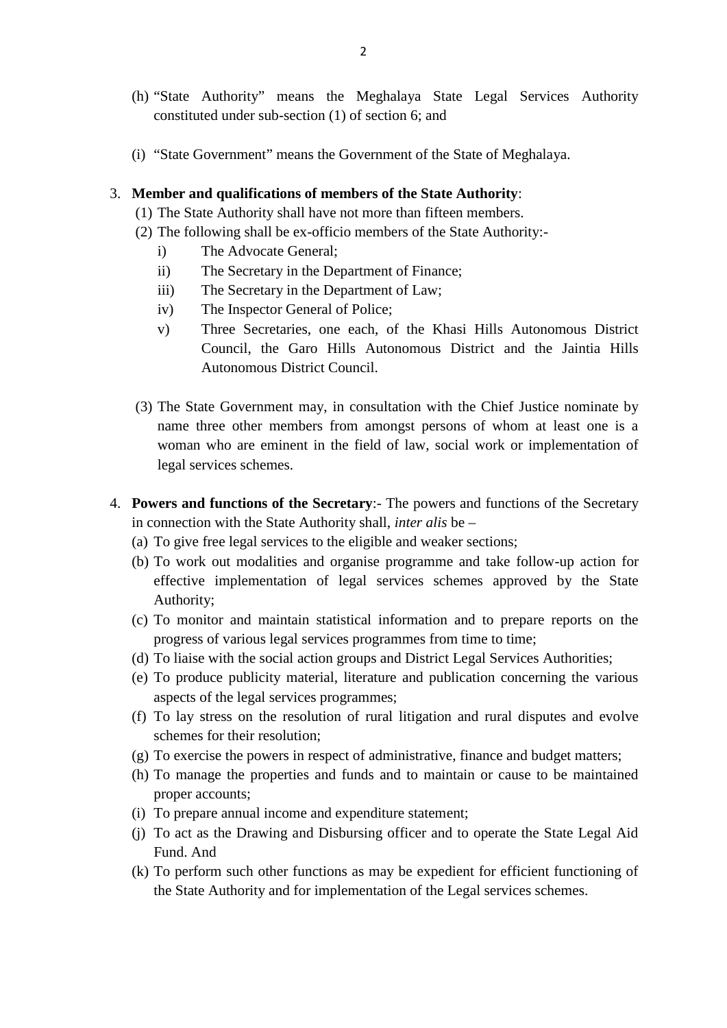(h) "State Authority" means the Meghalaya State Legal Services Authority constituted under sub-section (1) of section 6; and

(i) "State Government" means the Government of the State of Meghalaya.

3. **Member and qualifications of members of the State Authority**:

   (1) The State Authority shall have not more than fifteen members.

   (2) The following shall be ex-officio members of the State Authority:-

      i) The Advocate General;

      ii) The Secretary in the Department of Finance;

      iii) The Secretary in the Department of Law;

      iv) The Inspector General of Police;

      v) Three Secretaries, one each, of the Khasi Hills Autonomous District Council, the Garo Hills Autonomous District and the Jaintia Hills Autonomous District Council.

   (3) The State Government may, in consultation with the Chief Justice nominate by name three other members from amongst persons of whom at least one is a woman who are eminent in the field of law, social work or implementation of legal services schemes.

4. **Powers and functions of the Secretary**:- The powers and functions of the Secretary in connection with the State Authority shall, *inter alis* be –

   (a) To give free legal services to the eligible and weaker sections;

   (b) To work out modalities and organise programme and take follow-up action for effective implementation of legal services schemes approved by the State Authority;

   (c) To monitor and maintain statistical information and to prepare reports on the progress of various legal services programmes from time to time;

   (d) To liaise with the social action groups and District Legal Services Authorities;

   (e) To produce publicity material, literature and publication concerning the various aspects of the legal services programmes;

   (f) To lay stress on the resolution of rural litigation and rural disputes and evolve schemes for their resolution;

   (g) To exercise the powers in respect of administrative, finance and budget matters;

   (h) To manage the properties and funds and to maintain or cause to be maintained proper accounts;

   (i) To prepare annual income and expenditure statement;

   (j) To act as the Drawing and Disbursing officer and to operate the State Legal Aid Fund. And

   (k) To perform such other functions as may be expedient for efficient functioning of the State Authority and for implementation of the Legal services schemes.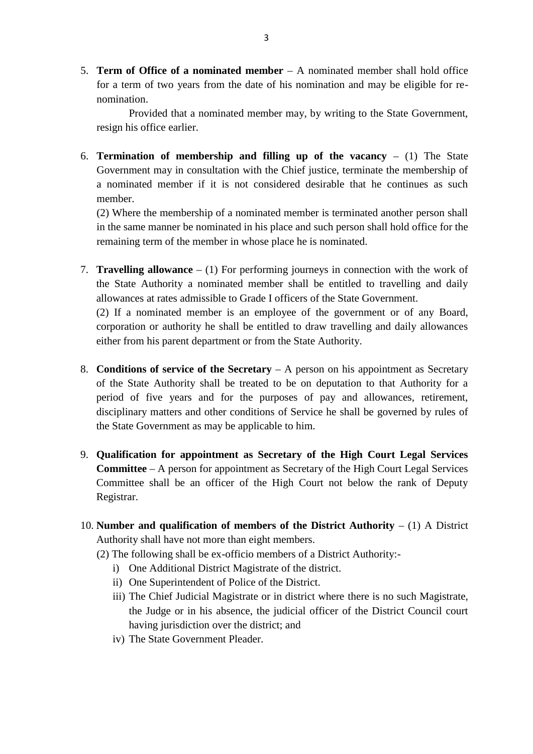5. **Term of Office of a nominated member** – A nominated member shall hold office for a term of two years from the date of his nomination and may be eligible for re-nomination.

   Provided that a nominated member may, by writing to the State Government, resign his office earlier.

6. **Termination of membership and filling up of the vacancy** – (1) The State Government may in consultation with the Chief justice, terminate the membership of a nominated member if it is not considered desirable that he continues as such member.

   (2) Where the membership of a nominated member is terminated another person shall in the same manner be nominated in his place and such person shall hold office for the remaining term of the member in whose place he is nominated.

7. **Travelling allowance** – (1) For performing journeys in connection with the work of the State Authority a nominated member shall be entitled to travelling and daily allowances at rates admissible to Grade I officers of the State Government.

   (2) If a nominated member is an employee of the government or of any Board, corporation or authority he shall be entitled to draw travelling and daily allowances either from his parent department or from the State Authority.

8. **Conditions of service of the Secretary** – A person on his appointment as Secretary of the State Authority shall be treated to be on deputation to that Authority for a period of five years and for the purposes of pay and allowances, retirement, disciplinary matters and other conditions of Service he shall be governed by rules of the State Government as may be applicable to him.

9. **Qualification for appointment as Secretary of the High Court Legal Services Committee** – A person for appointment as Secretary of the High Court Legal Services Committee shall be an officer of the High Court not below the rank of Deputy Registrar.

10. **Number and qualification of members of the District Authority** – (1) A District Authority shall have not more than eight members.

    (2) The following shall be ex-officio members of a District Authority:-

    i) One Additional District Magistrate of the district.
    ii) One Superintendent of Police of the District.
    iii) The Chief Judicial Magistrate or in district where there is no such Magistrate, the Judge or in his absence, the judicial officer of the District Council court having jurisdiction over the district; and
    iv) The State Government Pleader.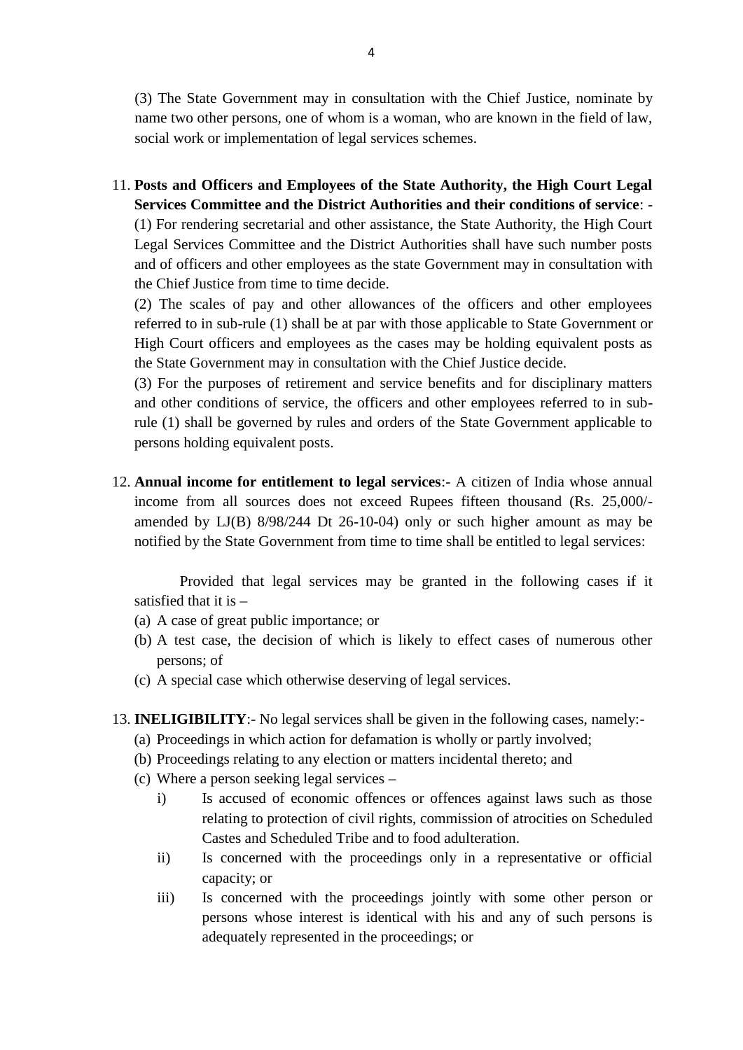(3) The State Government may in consultation with the Chief Justice, nominate by name two other persons, one of whom is a woman, who are known in the field of law, social work or implementation of legal services schemes.

11. **Posts and Officers and Employees of the State Authority, the High Court Legal Services Committee and the District Authorities and their conditions of service**: -
(1) For rendering secretarial and other assistance, the State Authority, the High Court Legal Services Committee and the District Authorities shall have such number posts and of officers and other employees as the state Government may in consultation with the Chief Justice from time to time decide.
(2) The scales of pay and other allowances of the officers and other employees referred to in sub-rule (1) shall be at par with those applicable to State Government or High Court officers and employees as the cases may be holding equivalent posts as the State Government may in consultation with the Chief Justice decide.
(3) For the purposes of retirement and service benefits and for disciplinary matters and other conditions of service, the officers and other employees referred to in sub-rule (1) shall be governed by rules and orders of the State Government applicable to persons holding equivalent posts.

12. **Annual income for entitlement to legal services**:- A citizen of India whose annual income from all sources does not exceed Rupees fifteen thousand (Rs. 25,000/- amended by LJ(B) 8/98/244 Dt 26-10-04) only or such higher amount as may be notified by the State Government from time to time shall be entitled to legal services:

    Provided that legal services may be granted in the following cases if it satisfied that it is –
    (a) A case of great public importance; or
    (b) A test case, the decision of which is likely to effect cases of numerous other persons; of
    (c) A special case which otherwise deserving of legal services.

13. **INELIGIBILITY**:- No legal services shall be given in the following cases, namely:-
    (a) Proceedings in which action for defamation is wholly or partly involved;
    (b) Proceedings relating to any election or matters incidental thereto; and
    (c) Where a person seeking legal services –
        i) Is accused of economic offences or offences against laws such as those relating to protection of civil rights, commission of atrocities on Scheduled Castes and Scheduled Tribe and to food adulteration.
        ii) Is concerned with the proceedings only in a representative or official capacity; or
        iii) Is concerned with the proceedings jointly with some other person or persons whose interest is identical with his and any of such persons is adequately represented in the proceedings; or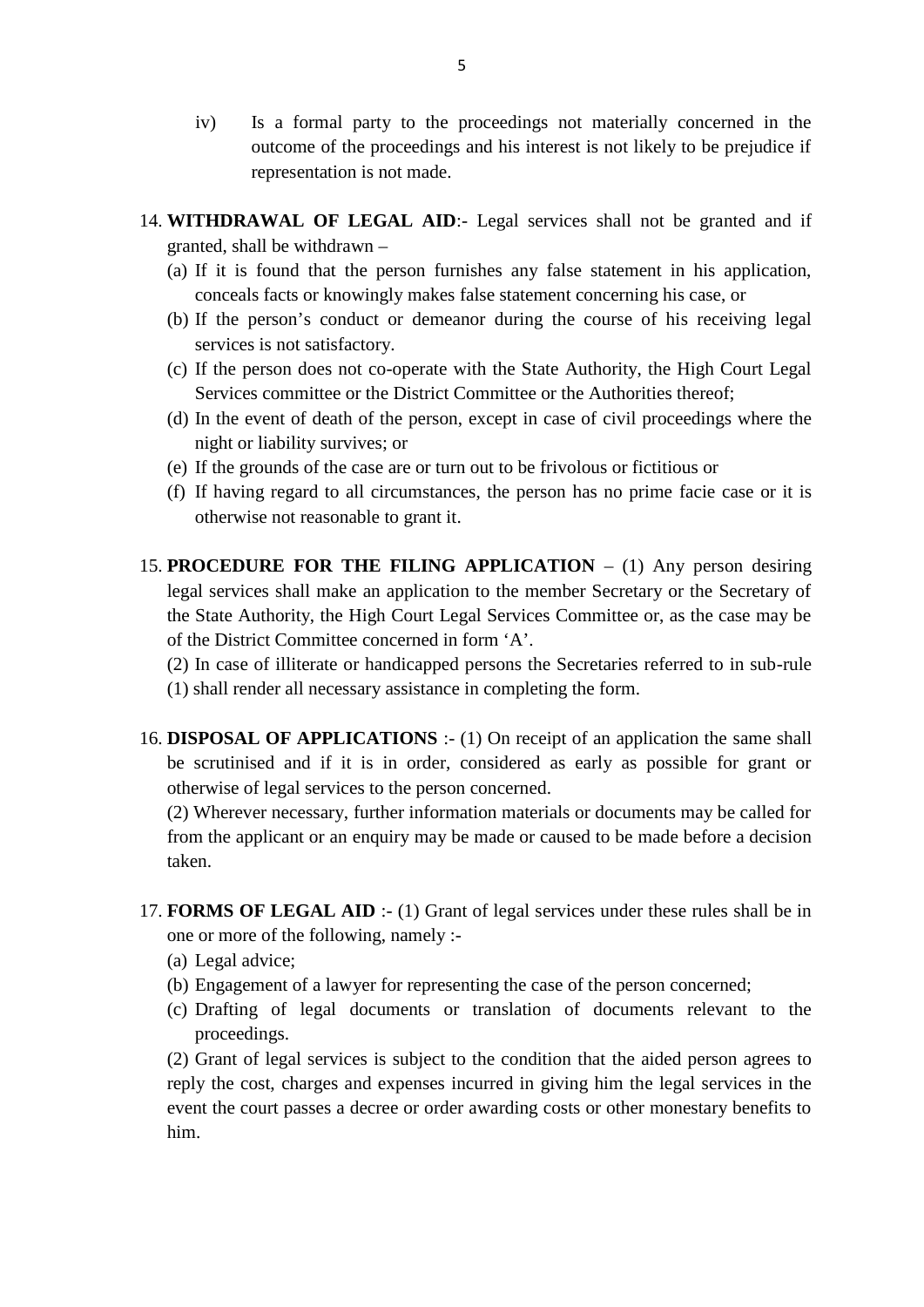iv) Is a formal party to the proceedings not materially concerned in the outcome of the proceedings and his interest is not likely to be prejudice if representation is not made.

14. **WITHDRAWAL OF LEGAL AID**:- Legal services shall not be granted and if granted, shall be withdrawn –
    (a) If it is found that the person furnishes any false statement in his application, conceals facts or knowingly makes false statement concerning his case, or
    (b) If the person's conduct or demeanor during the course of his receiving legal services is not satisfactory.
    (c) If the person does not co-operate with the State Authority, the High Court Legal Services committee or the District Committee or the Authorities thereof;
    (d) In the event of death of the person, except in case of civil proceedings where the night or liability survives; or
    (e) If the grounds of the case are or turn out to be frivolous or fictitious or
    (f) If having regard to all circumstances, the person has no prime facie case or it is otherwise not reasonable to grant it.

15. **PROCEDURE FOR THE FILING APPLICATION** – (1) Any person desiring legal services shall make an application to the member Secretary or the Secretary of the State Authority, the High Court Legal Services Committee or, as the case may be of the District Committee concerned in form 'A'.

    (2) In case of illiterate or handicapped persons the Secretaries referred to in sub-rule (1) shall render all necessary assistance in completing the form.

16. **DISPOSAL OF APPLICATIONS** :- (1) On receipt of an application the same shall be scrutinised and if it is in order, considered as early as possible for grant or otherwise of legal services to the person concerned.

    (2) Wherever necessary, further information materials or documents may be called for from the applicant or an enquiry may be made or caused to be made before a decision taken.

17. **FORMS OF LEGAL AID** :- (1) Grant of legal services under these rules shall be in one or more of the following, namely :-
    (a) Legal advice;
    (b) Engagement of a lawyer for representing the case of the person concerned;
    (c) Drafting of legal documents or translation of documents relevant to the proceedings.

    (2) Grant of legal services is subject to the condition that the aided person agrees to reply the cost, charges and expenses incurred in giving him the legal services in the event the court passes a decree or order awarding costs or other monestary benefits to him.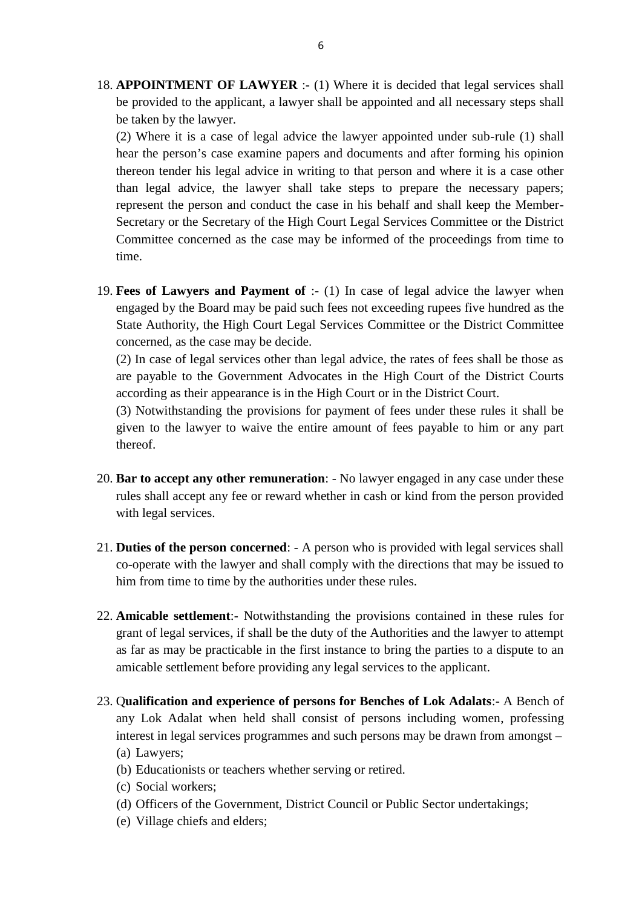18. **APPOINTMENT OF LAWYER** :- (1) Where it is decided that legal services shall be provided to the applicant, a lawyer shall be appointed and all necessary steps shall be taken by the lawyer.

    (2) Where it is a case of legal advice the lawyer appointed under sub-rule (1) shall hear the person's case examine papers and documents and after forming his opinion thereon tender his legal advice in writing to that person and where it is a case other than legal advice, the lawyer shall take steps to prepare the necessary papers; represent the person and conduct the case in his behalf and shall keep the Member-Secretary or the Secretary of the High Court Legal Services Committee or the District Committee concerned as the case may be informed of the proceedings from time to time.

19. **Fees of Lawyers and Payment of** :- (1) In case of legal advice the lawyer when engaged by the Board may be paid such fees not exceeding rupees five hundred as the State Authority, the High Court Legal Services Committee or the District Committee concerned, as the case may be decide.

    (2) In case of legal services other than legal advice, the rates of fees shall be those as are payable to the Government Advocates in the High Court of the District Courts according as their appearance is in the High Court or in the District Court.

    (3) Notwithstanding the provisions for payment of fees under these rules it shall be given to the lawyer to waive the entire amount of fees payable to him or any part thereof.

20. **Bar to accept any other remuneration**: - No lawyer engaged in any case under these rules shall accept any fee or reward whether in cash or kind from the person provided with legal services.

21. **Duties of the person concerned**: - A person who is provided with legal services shall co-operate with the lawyer and shall comply with the directions that may be issued to him from time to time by the authorities under these rules.

22. **Amicable settlement**:- Notwithstanding the provisions contained in these rules for grant of legal services, if shall be the duty of the Authorities and the lawyer to attempt as far as may be practicable in the first instance to bring the parties to a dispute to an amicable settlement before providing any legal services to the applicant.

23. Q**ualification and experience of persons for Benches of Lok Adalats**:- A Bench of any Lok Adalat when held shall consist of persons including women, professing interest in legal services programmes and such persons may be drawn from amongst –

    (a) Lawyers;
    (b) Educationists or teachers whether serving or retired.
    (c) Social workers;
    (d) Officers of the Government, District Council or Public Sector undertakings;
    (e) Village chiefs and elders;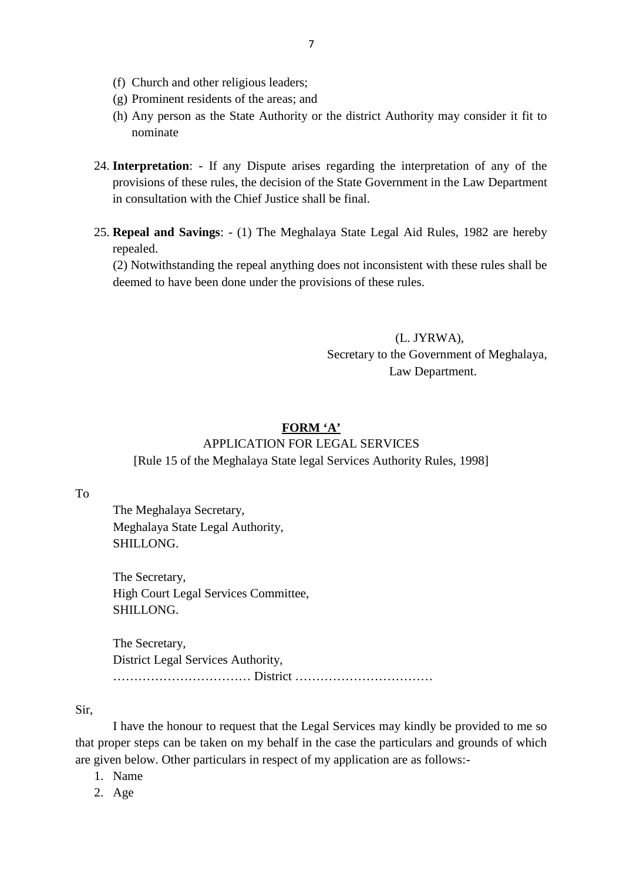(f) Church and other religious leaders;

(g) Prominent residents of the areas; and

(h) Any person as the State Authority or the district Authority may consider it fit to nominate

24. **Interpretation**: - If any Dispute arises regarding the interpretation of any of the provisions of these rules, the decision of the State Government in the Law Department in consultation with the Chief Justice shall be final.

25. **Repeal and Savings**: - (1) The Meghalaya State Legal Aid Rules, 1982 are hereby repealed.

    (2) Notwithstanding the repeal anything does not inconsistent with these rules shall be deemed to have been done under the provisions of these rules.

(L. JYRWA),
Secretary to the Government of Meghalaya,
Law Department.

## FORM 'A'

APPLICATION FOR LEGAL SERVICES

[Rule 15 of the Meghalaya State legal Services Authority Rules, 1998]

To

The Meghalaya Secretary,
Meghalaya State Legal Authority,
SHILLONG.

The Secretary,
High Court Legal Services Committee,
SHILLONG.

The Secretary,
District Legal Services Authority,
…………………………… District ……………………………

Sir,

I have the honour to request that the Legal Services may kindly be provided to me so that proper steps can be taken on my behalf in the case the particulars and grounds of which are given below. Other particulars in respect of my application are as follows:-

1. Name
2. Age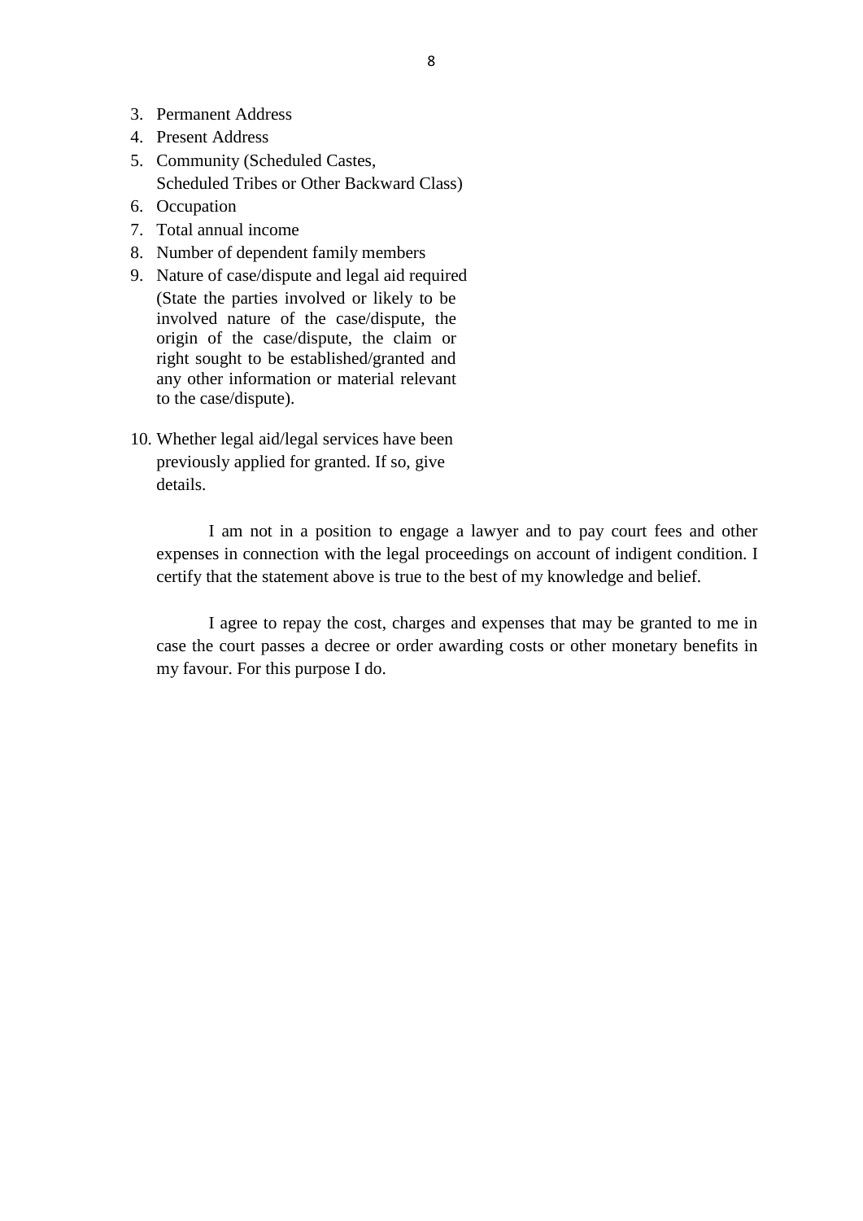3. Permanent Address
4. Present Address
5. Community (Scheduled Castes, Scheduled Tribes or Other Backward Class)
6. Occupation
7. Total annual income
8. Number of dependent family members
9. Nature of case/dispute and legal aid required (State the parties involved or likely to be involved nature of the case/dispute, the origin of the case/dispute, the claim or right sought to be established/granted and any other information or material relevant to the case/dispute).
10. Whether legal aid/legal services have been previously applied for granted. If so, give details.

I am not in a position to engage a lawyer and to pay court fees and other expenses in connection with the legal proceedings on account of indigent condition. I certify that the statement above is true to the best of my knowledge and belief.

I agree to repay the cost, charges and expenses that may be granted to me in case the court passes a decree or order awarding costs or other monetary benefits in my favour. For this purpose I do.